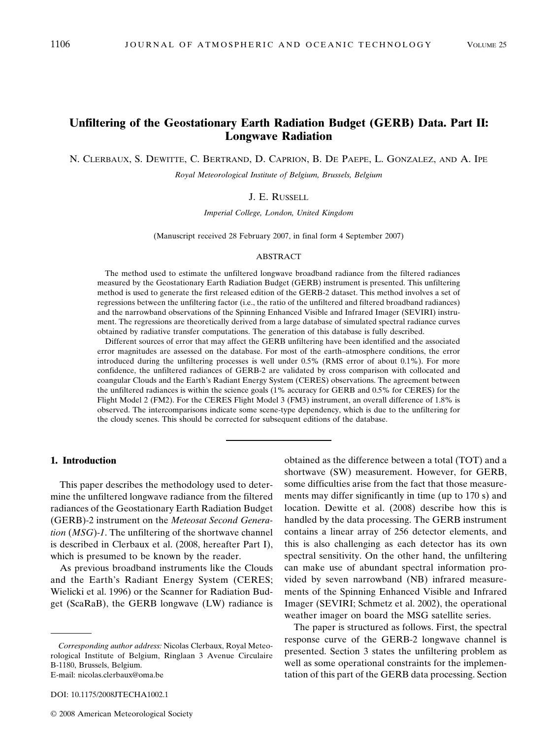# Unfiltering of the Geostationary Earth Radiation Budget (GERB) Data. Part II: Longwave Radiation

N. Clerbaux, S. Dewitte, C. Bertrand, D. Caprion, B. De Paepe, L. Gonzalez, and A. Ipe

*Royal Meteorological Institute of Belgium, Brussels, Belgium*

J. E. Russell

*Imperial College, London, United Kingdom*

(Manuscript received 28 February 2007, in final form 4 September 2007)

## ABSTRACT

The method used to estimate the unfiltered longwave broadband radiance from the filtered radiances measured by the Geostationary Earth Radiation Budget (GERB) instrument is presented. This unfiltering method is used to generate the first released edition of the GERB-2 dataset. This method involves a set of regressions between the unfiltering factor (i.e., the ratio of the unfiltered and filtered broadband radiances) and the narrowband observations of the Spinning Enhanced Visible and Infrared Imager (SEVIRI) instrument. The regressions are theoretically derived from a large database of simulated spectral radiance curves obtained by radiative transfer computations. The generation of this database is fully described.

Different sources of error that may affect the GERB unfiltering have been identified and the associated error magnitudes are assessed on the database. For most of the earth–atmosphere conditions, the error introduced during the unfiltering processes is well under 0.5% (RMS error of about 0.1%). For more confidence, the unfiltered radiances of GERB-2 are validated by cross comparison with collocated and coangular Clouds and the Earth's Radiant Energy System (CERES) observations. The agreement between the unfiltered radiances is within the science goals (1% accuracy for GERB and 0.5% for CERES) for the Flight Model 2 (FM2). For the CERES Flight Model 3 (FM3) instrument, an overall difference of 1.8% is observed. The intercomparisons indicate some scene-type dependency, which is due to the unfiltering for the cloudy scenes. This should be corrected for subsequent editions of the database.

## 1. Introduction

This paper describes the methodology used to determine the unfiltered longwave radiance from the filtered radiances of the Geostationary Earth Radiation Budget (GERB)-2 instrument on the *Meteosat Second Generation* (*MSG*)-*1*. The unfiltering of the shortwave channel is described in Clerbaux et al. (2008, hereafter Part I), which is presumed to be known by the reader.

As previous broadband instruments like the Clouds and the Earth's Radiant Energy System (CERES; Wielicki et al. 1996) or the Scanner for Radiation Budget (ScaRaB), the GERB longwave (LW) radiance is obtained as the difference between a total (TOT) and a shortwave (SW) measurement. However, for GERB, some difficulties arise from the fact that those measurements may differ significantly in time (up to 170 s) and location. Dewitte et al. (2008) describe how this is handled by the data processing. The GERB instrument contains a linear array of 256 detector elements, and this is also challenging as each detector has its own spectral sensitivity. On the other hand, the unfiltering can make use of abundant spectral information provided by seven narrowband (NB) infrared measurements of the Spinning Enhanced Visible and Infrared Imager (SEVIRI; Schmetz et al. 2002), the operational weather imager on board the MSG satellite series.

The paper is structured as follows. First, the spectral response curve of the GERB-2 longwave channel is presented. Section 3 states the unfiltering problem as well as some operational constraints for the implementation of this part of the GERB data processing. Section

*Corresponding author address:* Nicolas Clerbaux, Royal Meteorological Institute of Belgium, Ringlaan 3 Avenue Circulaire B-1180, Brussels, Belgium.
E-mail: nicolas.clerbaux@oma.be

DOI: 10.1175/2008JTECHA1002.1

© 2008 American Meteorological Society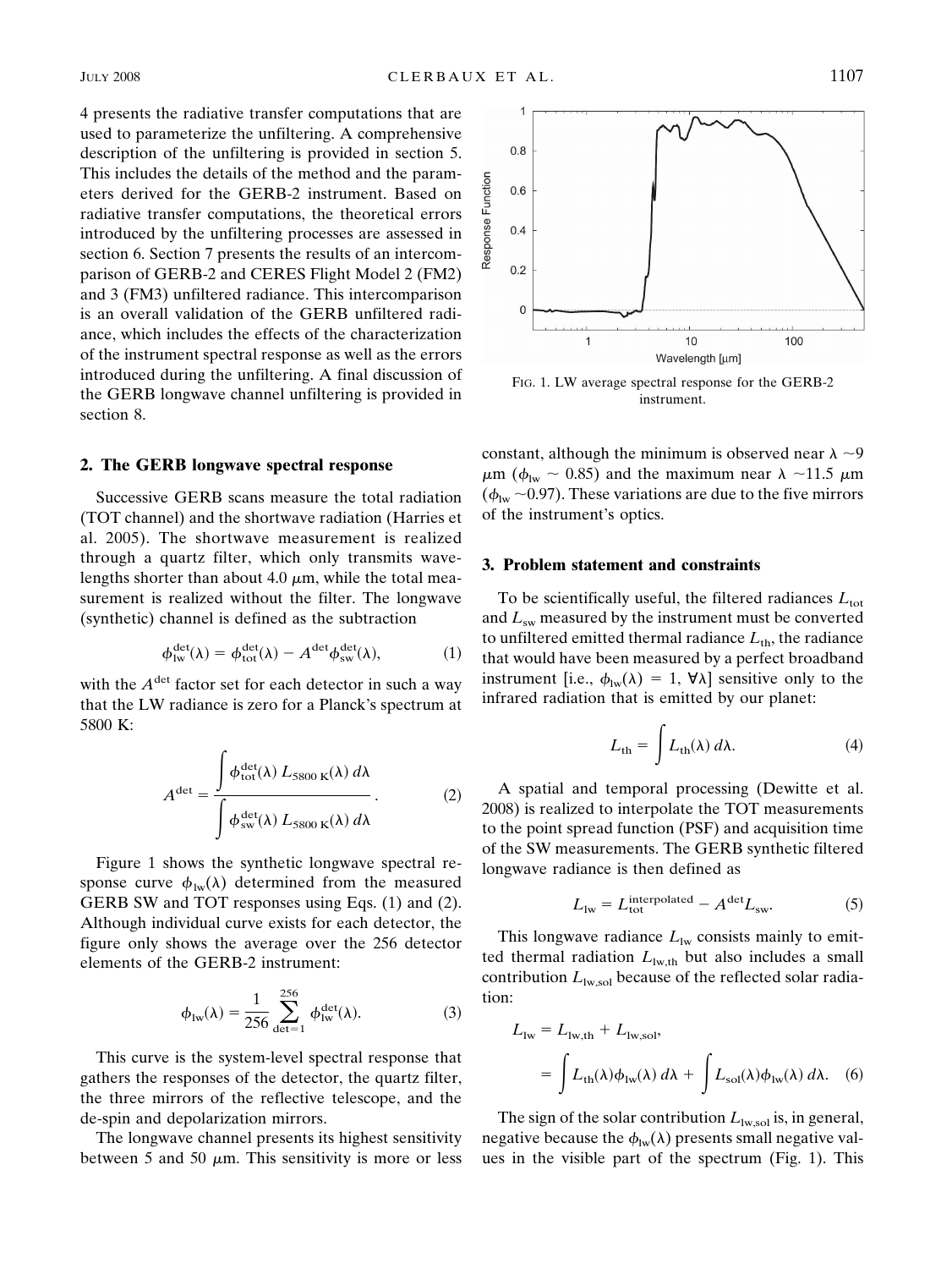4 presents the radiative transfer computations that are used to parameterize the unfiltering. A comprehensive description of the unfiltering is provided in section 5. This includes the details of the method and the parameters derived for the GERB-2 instrument. Based on radiative transfer computations, the theoretical errors introduced by the unfiltering processes are assessed in section 6. Section 7 presents the results of an intercomparison of GERB-2 and CERES Flight Model 2 (FM2) and 3 (FM3) unfiltered radiance. This intercomparison is an overall validation of the GERB unfiltered radiance, which includes the effects of the characterization of the instrument spectral response as well as the errors introduced during the unfiltering. A final discussion of the GERB longwave channel unfiltering is provided in section 8.

## 2. The GERB longwave spectral response

Successive GERB scans measure the total radiation (TOT channel) and the shortwave radiation (Harries et al. 2005). The shortwave measurement is realized through a quartz filter, which only transmits wavelengths shorter than about 4.0 $\mu$m, while the total measurement is realized without the filter. The longwave (synthetic) channel is defined as the subtraction

$$\phi_{\rm lw}^{\rm det}(\lambda) = \phi_{\rm tot}^{\rm det}(\lambda) - A^{\rm det}\phi_{\rm sw}^{\rm det}(\lambda), \tag{1}$$

with the $A^{\rm det}$ factor set for each detector in such a way that the LW radiance is zero for a Planck's spectrum at 5800 K:

$$A^{\rm det} = \frac{\displaystyle\int \phi_{\rm tot}^{\rm det}(\lambda)\, L_{5800\,\rm K}(\lambda)\, d\lambda}{\displaystyle\int \phi_{\rm sw}^{\rm det}(\lambda)\, L_{5800\,\rm K}(\lambda)\, d\lambda}. \tag{2}$$

Figure 1 shows the synthetic longwave spectral response curve $\phi_{\rm lw}(\lambda)$ determined from the measured GERB SW and TOT responses using Eqs. (1) and (2). Although individual curve exists for each detector, the figure only shows the average over the 256 detector elements of the GERB-2 instrument:

$$\phi_{\rm lw}(\lambda) = \frac{1}{256}\sum_{\rm det=1}^{256} \phi_{\rm lw}^{\rm det}(\lambda). \tag{3}$$

This curve is the system-level spectral response that gathers the responses of the detector, the quartz filter, the three mirrors of the reflective telescope, and the de-spin and depolarization mirrors.

The longwave channel presents its highest sensitivity between 5 and 50 $\mu$m. This sensitivity is more or less constant, although the minimum is observed near $\lambda \sim 9$ $\mu$m ($\phi_{\rm lw} \sim 0.85$) and the maximum near $\lambda \sim 11.5$ $\mu$m ($\phi_{\rm lw} \sim 0.97$). These variations are due to the five mirrors of the instrument's optics.

FIG. 1. LW average spectral response for the GERB-2 instrument.

## 3. Problem statement and constraints

To be scientifically useful, the filtered radiances $L_{\rm tot}$ and $L_{\rm sw}$ measured by the instrument must be converted to unfiltered emitted thermal radiance $L_{\rm th}$, the radiance that would have been measured by a perfect broadband instrument [i.e., $\phi_{\rm lw}(\lambda) = 1$, $\forall\lambda$] sensitive only to the infrared radiation that is emitted by our planet:

$$L_{\rm th} = \int L_{\rm th}(\lambda)\, d\lambda. \tag{4}$$

A spatial and temporal processing (Dewitte et al. 2008) is realized to interpolate the TOT measurements to the point spread function (PSF) and acquisition time of the SW measurements. The GERB synthetic filtered longwave radiance is then defined as

$$L_{\rm lw} = L_{\rm tot}^{\rm interpolated} - A^{\rm det} L_{\rm sw}. \tag{5}$$

This longwave radiance $L_{\rm lw}$ consists mainly to emitted thermal radiation $L_{\rm lw,th}$ but also includes a small contribution $L_{\rm lw,sol}$ because of the reflected solar radiation:

$$\begin{aligned} L_{\rm lw} &= L_{\rm lw,th} + L_{\rm lw,sol}, \\ &= \int L_{\rm th}(\lambda)\phi_{\rm lw}(\lambda)\, d\lambda + \int L_{\rm sol}(\lambda)\phi_{\rm lw}(\lambda)\, d\lambda. \end{aligned} \tag{6}$$

The sign of the solar contribution $L_{\rm lw,sol}$ is, in general, negative because the $\phi_{\rm lw}(\lambda)$ presents small negative values in the visible part of the spectrum (Fig. 1). This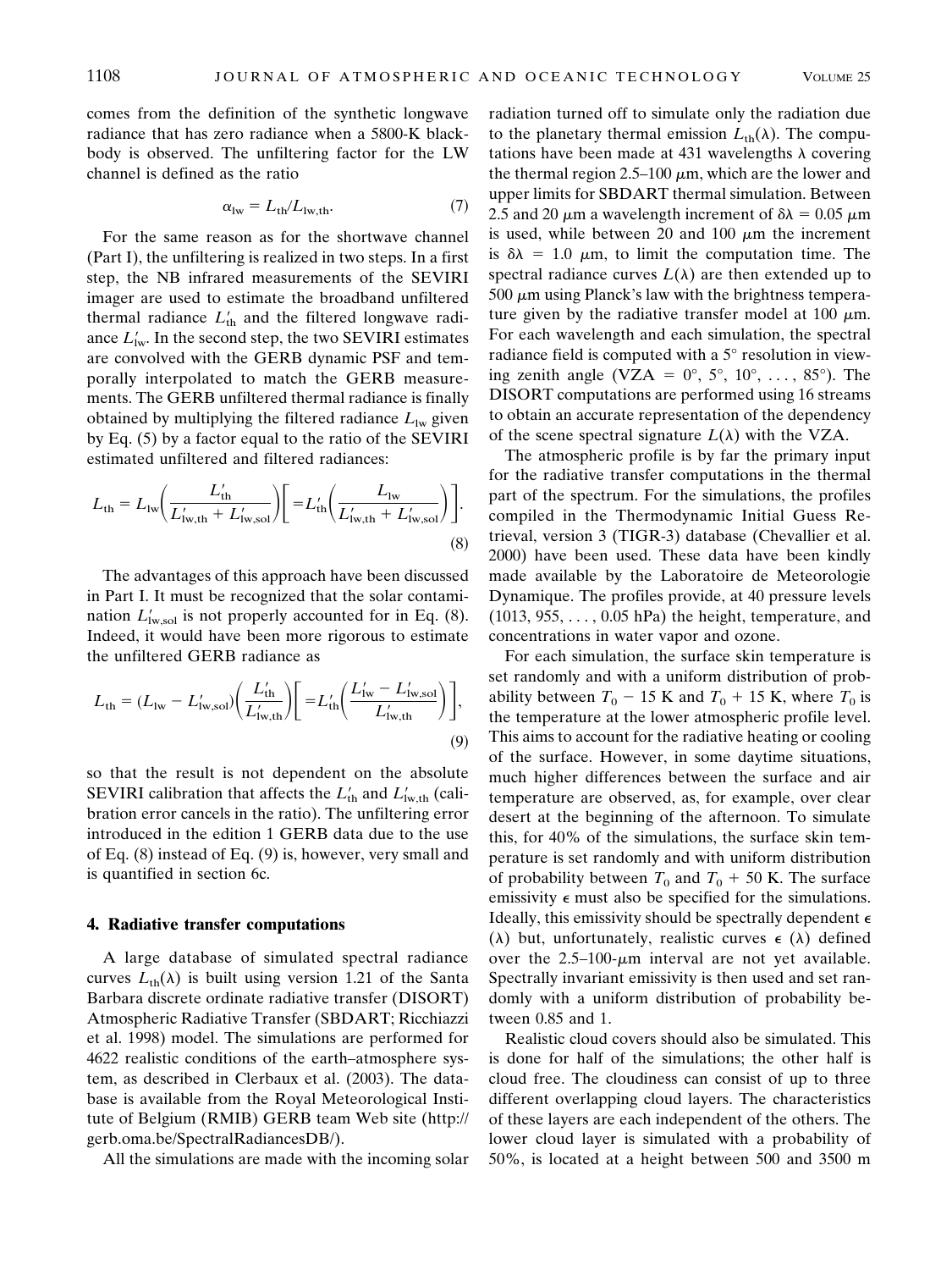comes from the definition of the synthetic longwave radiance that has zero radiance when a 5800-K blackbody is observed. The unfiltering factor for the LW channel is defined as the ratio

$$\alpha_{\mathrm{lw}} = L_{\mathrm{th}}/L_{\mathrm{lw,th}}. \tag{7}$$

For the same reason as for the shortwave channel (Part I), the unfiltering is realized in two steps. In a first step, the NB infrared measurements of the SEVIRI imager are used to estimate the broadband unfiltered thermal radiance $L'_{\mathrm{th}}$ and the filtered longwave radiance $L'_{\mathrm{lw}}$. In the second step, the two SEVIRI estimates are convolved with the GERB dynamic PSF and temporally interpolated to match the GERB measurements. The GERB unfiltered thermal radiance is finally obtained by multiplying the filtered radiance $L_{\mathrm{lw}}$ given by Eq. (5) by a factor equal to the ratio of the SEVIRI estimated unfiltered and filtered radiances:

$$L_{\mathrm{th}} = L_{\mathrm{lw}}\left(\frac{L'_{\mathrm{th}}}{L'_{\mathrm{lw,th}} + L'_{\mathrm{lw,sol}}}\right)\left[= L'_{\mathrm{th}}\left(\frac{L_{\mathrm{lw}}}{L'_{\mathrm{lw,th}} + L'_{\mathrm{lw,sol}}}\right)\right]. \tag{8}$$

The advantages of this approach have been discussed in Part I. It must be recognized that the solar contamination $L'_{\mathrm{lw,sol}}$ is not properly accounted for in Eq. (8). Indeed, it would have been more rigorous to estimate the unfiltered GERB radiance as

$$L_{\mathrm{th}} = (L_{\mathrm{lw}} - L'_{\mathrm{lw,sol}})\left(\frac{L'_{\mathrm{th}}}{L'_{\mathrm{lw,th}}}\right)\left[= L'_{\mathrm{th}}\left(\frac{L'_{\mathrm{lw}} - L'_{\mathrm{lw,sol}}}{L'_{\mathrm{lw,th}}}\right)\right], \tag{9}$$

so that the result is not dependent on the absolute SEVIRI calibration that affects the $L'_{\mathrm{th}}$ and $L'_{\mathrm{lw,th}}$ (calibration error cancels in the ratio). The unfiltering error introduced in the edition 1 GERB data due to the use of Eq. (8) instead of Eq. (9) is, however, very small and is quantified in section 6c.

## 4. Radiative transfer computations

A large database of simulated spectral radiance curves $L_{\mathrm{th}}(\lambda)$ is built using version 1.21 of the Santa Barbara discrete ordinate radiative transfer (DISORT) Atmospheric Radiative Transfer (SBDART; Ricchiazzi et al. 1998) model. The simulations are performed for 4622 realistic conditions of the earth–atmosphere system, as described in Clerbaux et al. (2003). The database is available from the Royal Meteorological Institute of Belgium (RMIB) GERB team Web site (http://gerb.oma.be/SpectralRadiancesDB/).

All the simulations are made with the incoming solar radiation turned off to simulate only the radiation due to the planetary thermal emission $L_{\mathrm{th}}(\lambda)$. The computations have been made at 431 wavelengths $\lambda$ covering the thermal region 2.5–100 $\mu$m, which are the lower and upper limits for SBDART thermal simulation. Between 2.5 and 20 $\mu$m a wavelength increment of $\delta\lambda = 0.05$ $\mu$m is used, while between 20 and 100 $\mu$m the increment is $\delta\lambda = 1.0$ $\mu$m, to limit the computation time. The spectral radiance curves $L(\lambda)$ are then extended up to 500 $\mu$m using Planck's law with the brightness temperature given by the radiative transfer model at 100 $\mu$m. For each wavelength and each simulation, the spectral radiance field is computed with a 5° resolution in viewing zenith angle (VZA = 0°, 5°, 10°, . . . , 85°). The DISORT computations are performed using 16 streams to obtain an accurate representation of the dependency of the scene spectral signature $L(\lambda)$ with the VZA.

The atmospheric profile is by far the primary input for the radiative transfer computations in the thermal part of the spectrum. For the simulations, the profiles compiled in the Thermodynamic Initial Guess Retrieval, version 3 (TIGR-3) database (Chevallier et al. 2000) have been used. These data have been kindly made available by the Laboratoire de Meteorologie Dynamique. The profiles provide, at 40 pressure levels (1013, 955, . . . , 0.05 hPa) the height, temperature, and concentrations in water vapor and ozone.

For each simulation, the surface skin temperature is set randomly and with a uniform distribution of probability between $T_0 - 15$ K and $T_0 + 15$ K, where $T_0$ is the temperature at the lower atmospheric profile level. This aims to account for the radiative heating or cooling of the surface. However, in some daytime situations, much higher differences between the surface and air temperature are observed, as, for example, over clear desert at the beginning of the afternoon. To simulate this, for 40% of the simulations, the surface skin temperature is set randomly and with uniform distribution of probability between $T_0$ and $T_0 + 50$ K. The surface emissivity $\epsilon$ must also be specified for the simulations. Ideally, this emissivity should be spectrally dependent $\epsilon$ ($\lambda$) but, unfortunately, realistic curves $\epsilon$ ($\lambda$) defined over the 2.5–100-$\mu$m interval are not yet available. Spectrally invariant emissivity is then used and set randomly with a uniform distribution of probability between 0.85 and 1.

Realistic cloud covers should also be simulated. This is done for half of the simulations; the other half is cloud free. The cloudiness can consist of up to three different overlapping cloud layers. The characteristics of these layers are each independent of the others. The lower cloud layer is simulated with a probability of 50%, is located at a height between 500 and 3500 m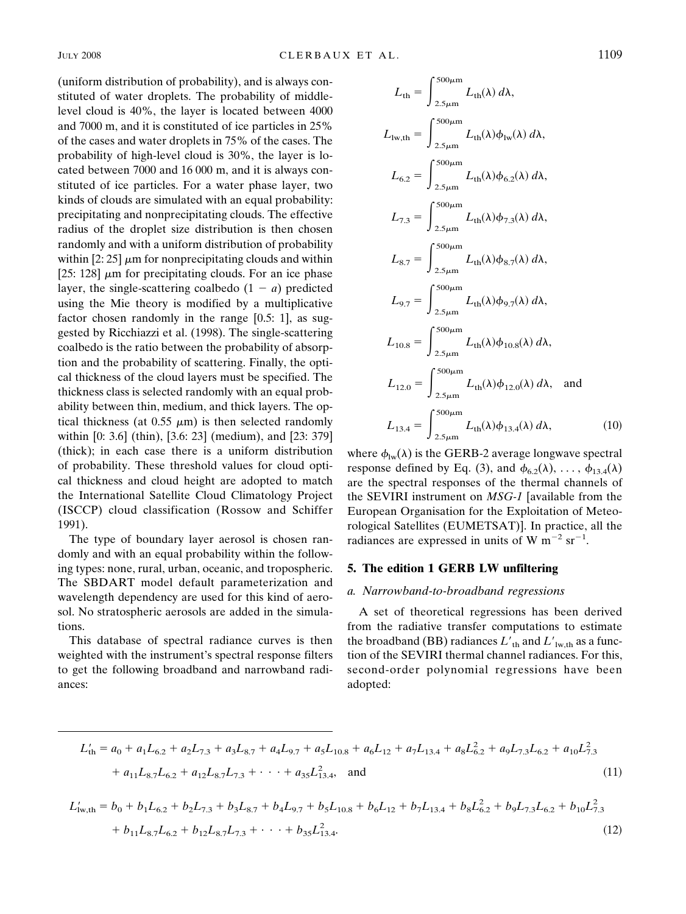(uniform distribution of probability), and is always constituted of water droplets. The probability of middle-level cloud is 40%, the layer is located between 4000 and 7000 m, and it is constituted of ice particles in 25% of the cases and water droplets in 75% of the cases. The probability of high-level cloud is 30%, the layer is located between 7000 and 16 000 m, and it is always constituted of ice particles. For a water phase layer, two kinds of clouds are simulated with an equal probability: precipitating and nonprecipitating clouds. The effective radius of the droplet size distribution is then chosen randomly and with a uniform distribution of probability within [2: 25] $\mu$m for nonprecipitating clouds and within [25: 128] $\mu$m for precipitating clouds. For an ice phase layer, the single-scattering coalbedo $(1 - a)$ predicted using the Mie theory is modified by a multiplicative factor chosen randomly in the range [0.5: 1], as suggested by Ricchiazzi et al. (1998). The single-scattering coalbedo is the ratio between the probability of absorption and the probability of scattering. Finally, the optical thickness of the cloud layers must be specified. The thickness class is selected randomly with an equal probability between thin, medium, and thick layers. The optical thickness (at 0.55 $\mu$m) is then selected randomly within [0: 3.6] (thin), [3.6: 23] (medium), and [23: 379] (thick); in each case there is a uniform distribution of probability. These threshold values for cloud optical thickness and cloud height are adopted to match the International Satellite Cloud Climatology Project (ISCCP) cloud classification (Rossow and Schiffer 1991).

The type of boundary layer aerosol is chosen randomly and with an equal probability within the following types: none, rural, urban, oceanic, and tropospheric. The SBDART model default parameterization and wavelength dependency are used for this kind of aerosol. No stratospheric aerosols are added in the simulations.

This database of spectral radiance curves is then weighted with the instrument's spectral response filters to get the following broadband and narrowband radiances:

$$
\begin{aligned}
L_{\mathrm{th}} &= \int_{2.5\mu\mathrm{m}}^{500\mu\mathrm{m}} L_{\mathrm{th}}(\lambda)\, d\lambda, \\
L_{\mathrm{lw,th}} &= \int_{2.5\mu\mathrm{m}}^{500\mu\mathrm{m}} L_{\mathrm{th}}(\lambda)\phi_{\mathrm{lw}}(\lambda)\, d\lambda, \\
L_{6.2} &= \int_{2.5\mu\mathrm{m}}^{500\mu\mathrm{m}} L_{\mathrm{th}}(\lambda)\phi_{6.2}(\lambda)\, d\lambda, \\
L_{7.3} &= \int_{2.5\mu\mathrm{m}}^{500\mu\mathrm{m}} L_{\mathrm{th}}(\lambda)\phi_{7.3}(\lambda)\, d\lambda, \\
L_{8.7} &= \int_{2.5\mu\mathrm{m}}^{500\mu\mathrm{m}} L_{\mathrm{th}}(\lambda)\phi_{8.7}(\lambda)\, d\lambda, \\
L_{9.7} &= \int_{2.5\mu\mathrm{m}}^{500\mu\mathrm{m}} L_{\mathrm{th}}(\lambda)\phi_{9.7}(\lambda)\, d\lambda, \\
L_{10.8} &= \int_{2.5\mu\mathrm{m}}^{500\mu\mathrm{m}} L_{\mathrm{th}}(\lambda)\phi_{10.8}(\lambda)\, d\lambda, \\
L_{12.0} &= \int_{2.5\mu\mathrm{m}}^{500\mu\mathrm{m}} L_{\mathrm{th}}(\lambda)\phi_{12.0}(\lambda)\, d\lambda, \quad \text{and} \\
L_{13.4} &= \int_{2.5\mu\mathrm{m}}^{500\mu\mathrm{m}} L_{\mathrm{th}}(\lambda)\phi_{13.4}(\lambda)\, d\lambda,
\end{aligned}
\tag{10}
$$

where $\phi_{\mathrm{lw}}(\lambda)$ is the GERB-2 average longwave spectral response defined by Eq. (3), and $\phi_{6.2}(\lambda), \ldots, \phi_{13.4}(\lambda)$ are the spectral responses of the thermal channels of the SEVIRI instrument on *MSG-1* [available from the European Organisation for the Exploitation of Meteorological Satellites (EUMETSAT)]. In practice, all the radiances are expressed in units of W m$^{-2}$ sr$^{-1}$.

## 5. The edition 1 GERB LW unfiltering

### *a. Narrowband-to-broadband regressions*

A set of theoretical regressions has been derived from the radiative transfer computations to estimate the broadband (BB) radiances $L'_{\mathrm{th}}$ and $L'_{\mathrm{lw,th}}$ as a function of the SEVIRI thermal channel radiances. For this, second-order polynomial regressions have been adopted:

$$
\begin{aligned}
L'_{\mathrm{th}} = {} & a_0 + a_1 L_{6.2} + a_2 L_{7.3} + a_3 L_{8.7} + a_4 L_{9.7} + a_5 L_{10.8} + a_6 L_{12} + a_7 L_{13.4} + a_8 L_{6.2}^2 + a_9 L_{7.3} L_{6.2} + a_{10} L_{7.3}^2 \\
& + a_{11} L_{8.7} L_{6.2} + a_{12} L_{8.7} L_{7.3} + \cdots + a_{35} L_{13.4}^2, \quad \text{and}
\end{aligned}
\tag{11}
$$

$$
\begin{aligned}
L'_{\mathrm{lw,th}} = {} & b_0 + b_1 L_{6.2} + b_2 L_{7.3} + b_3 L_{8.7} + b_4 L_{9.7} + b_5 L_{10.8} + b_6 L_{12} + b_7 L_{13.4} + b_8 L_{6.2}^2 + b_9 L_{7.3} L_{6.2} + b_{10} L_{7.3}^2 \\
& + b_{11} L_{8.7} L_{6.2} + b_{12} L_{8.7} L_{7.3} + \cdots + b_{35} L_{13.4}^2.
\end{aligned}
\tag{12}
$$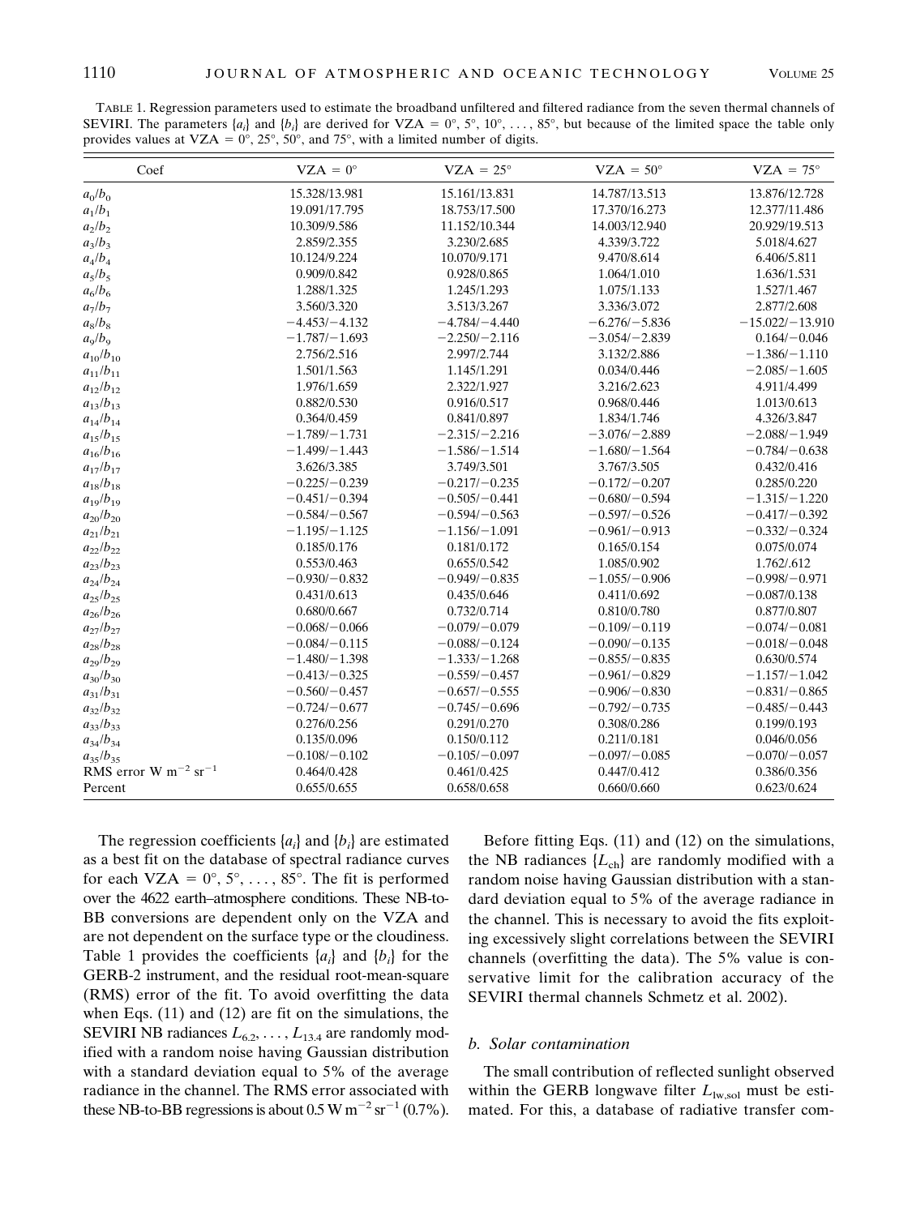TABLE 1. Regression parameters used to estimate the broadband unfiltered and filtered radiance from the seven thermal channels of SEVIRI. The parameters $\{a_i\}$ and $\{b_i\}$ are derived for VZA = 0°, 5°, 10°, . . . , 85°, but because of the limited space the table only provides values at VZA = 0°, 25°, 50°, and 75°, with a limited number of digits.

| Coef | VZA = 0° | VZA = 25° | VZA = 50° | VZA = 75° |
|---|---|---|---|---|
| $a_0/b_0$ | 15.328/13.981 | 15.161/13.831 | 14.787/13.513 | 13.876/12.728 |
| $a_1/b_1$ | 19.091/17.795 | 18.753/17.500 | 17.370/16.273 | 12.377/11.486 |
| $a_2/b_2$ | 10.309/9.586 | 11.152/10.344 | 14.003/12.940 | 20.929/19.513 |
| $a_3/b_3$ | 2.859/2.355 | 3.230/2.685 | 4.339/3.722 | 5.018/4.627 |
| $a_4/b_4$ | 10.124/9.224 | 10.070/9.171 | 9.470/8.614 | 6.406/5.811 |
| $a_5/b_5$ | 0.909/0.842 | 0.928/0.865 | 1.064/1.010 | 1.636/1.531 |
| $a_6/b_6$ | 1.288/1.325 | 1.245/1.293 | 1.075/1.133 | 1.527/1.467 |
| $a_7/b_7$ | 3.560/3.320 | 3.513/3.267 | 3.336/3.072 | 2.877/2.608 |
| $a_8/b_8$ | −4.453/−4.132 | −4.784/−4.440 | −6.276/−5.836 | −15.022/−13.910 |
| $a_9/b_9$ | −1.787/−1.693 | −2.250/−2.116 | −3.054/−2.839 | 0.164/−0.046 |
| $a_{10}/b_{10}$ | 2.756/2.516 | 2.997/2.744 | 3.132/2.886 | −1.386/−1.110 |
| $a_{11}/b_{11}$ | 1.501/1.563 | 1.145/1.291 | 0.034/0.446 | −2.085/−1.605 |
| $a_{12}/b_{12}$ | 1.976/1.659 | 2.322/1.927 | 3.216/2.623 | 4.911/4.499 |
| $a_{13}/b_{13}$ | 0.882/0.530 | 0.916/0.517 | 0.968/0.446 | 1.013/0.613 |
| $a_{14}/b_{14}$ | 0.364/0.459 | 0.841/0.897 | 1.834/1.746 | 4.326/3.847 |
| $a_{15}/b_{15}$ | −1.789/−1.731 | −2.315/−2.216 | −3.076/−2.889 | −2.088/−1.949 |
| $a_{16}/b_{16}$ | −1.499/−1.443 | −1.586/−1.514 | −1.680/−1.564 | −0.784/−0.638 |
| $a_{17}/b_{17}$ | 3.626/3.385 | 3.749/3.501 | 3.767/3.505 | 0.432/0.416 |
| $a_{18}/b_{18}$ | −0.225/−0.239 | −0.217/−0.235 | −0.172/−0.207 | 0.285/0.220 |
| $a_{19}/b_{19}$ | −0.451/−0.394 | −0.505/−0.441 | −0.680/−0.594 | −1.315/−1.220 |
| $a_{20}/b_{20}$ | −0.584/−0.567 | −0.594/−0.563 | −0.597/−0.526 | −0.417/−0.392 |
| $a_{21}/b_{21}$ | −1.195/−1.125 | −1.156/−1.091 | −0.961/−0.913 | −0.332/−0.324 |
| $a_{22}/b_{22}$ | 0.185/0.176 | 0.181/0.172 | 0.165/0.154 | 0.075/0.074 |
| $a_{23}/b_{23}$ | 0.553/0.463 | 0.655/0.542 | 1.085/0.902 | 1.762/.612 |
| $a_{24}/b_{24}$ | −0.930/−0.832 | −0.949/−0.835 | −1.055/−0.906 | −0.998/−0.971 |
| $a_{25}/b_{25}$ | 0.431/0.613 | 0.435/0.646 | 0.411/0.692 | −0.087/0.138 |
| $a_{26}/b_{26}$ | 0.680/0.667 | 0.732/0.714 | 0.810/0.780 | 0.877/0.807 |
| $a_{27}/b_{27}$ | −0.068/−0.066 | −0.079/−0.079 | −0.109/−0.119 | −0.074/−0.081 |
| $a_{28}/b_{28}$ | −0.084/−0.115 | −0.088/−0.124 | −0.090/−0.135 | −0.018/−0.048 |
| $a_{29}/b_{29}$ | −1.480/−1.398 | −1.333/−1.268 | −0.855/−0.835 | 0.630/0.574 |
| $a_{30}/b_{30}$ | −0.413/−0.325 | −0.559/−0.457 | −0.961/−0.829 | −1.157/−1.042 |
| $a_{31}/b_{31}$ | −0.560/−0.457 | −0.657/−0.555 | −0.906/−0.830 | −0.831/−0.865 |
| $a_{32}/b_{32}$ | −0.724/−0.677 | −0.745/−0.696 | −0.792/−0.735 | −0.485/−0.443 |
| $a_{33}/b_{33}$ | 0.276/0.256 | 0.291/0.270 | 0.308/0.286 | 0.199/0.193 |
| $a_{34}/b_{34}$ | 0.135/0.096 | 0.150/0.112 | 0.211/0.181 | 0.046/0.056 |
| $a_{35}/b_{35}$ | −0.108/−0.102 | −0.105/−0.097 | −0.097/−0.085 | −0.070/−0.057 |
| RMS error W $m^{-2}$ $sr^{-1}$ | 0.464/0.428 | 0.461/0.425 | 0.447/0.412 | 0.386/0.356 |
| Percent | 0.655/0.655 | 0.658/0.658 | 0.660/0.660 | 0.623/0.624 |

The regression coefficients $\{a_i\}$ and $\{b_i\}$ are estimated as a best fit on the database of spectral radiance curves for each VZA = 0°, 5°, . . . , 85°. The fit is performed over the 4622 earth–atmosphere conditions. These NB-to-BB conversions are dependent only on the VZA and are not dependent on the surface type or the cloudiness. Table 1 provides the coefficients $\{a_i\}$ and $\{b_i\}$ for the GERB-2 instrument, and the residual root-mean-square (RMS) error of the fit. To avoid overfitting the data when Eqs. (11) and (12) are fit on the simulations, the SEVIRI NB radiances $L_{6.2}, \ldots, L_{13.4}$ are randomly modified with a random noise having Gaussian distribution with a standard deviation equal to 5% of the average radiance in the channel. The RMS error associated with these NB-to-BB regressions is about 0.5 W $m^{-2}$ $sr^{-1}$ (0.7%).

Before fitting Eqs. (11) and (12) on the simulations, the NB radiances $\{L_{ch}\}$ are randomly modified with a random noise having Gaussian distribution with a standard deviation equal to 5% of the average radiance in the channel. This is necessary to avoid the fits exploiting excessively slight correlations between the SEVIRI channels (overfitting the data). The 5% value is conservative limit for the calibration accuracy of the SEVIRI thermal channels Schmetz et al. 2002).

### b. Solar contamination

The small contribution of reflected sunlight observed within the GERB longwave filter $L_{lw,sol}$ must be estimated. For this, a database of radiative transfer com-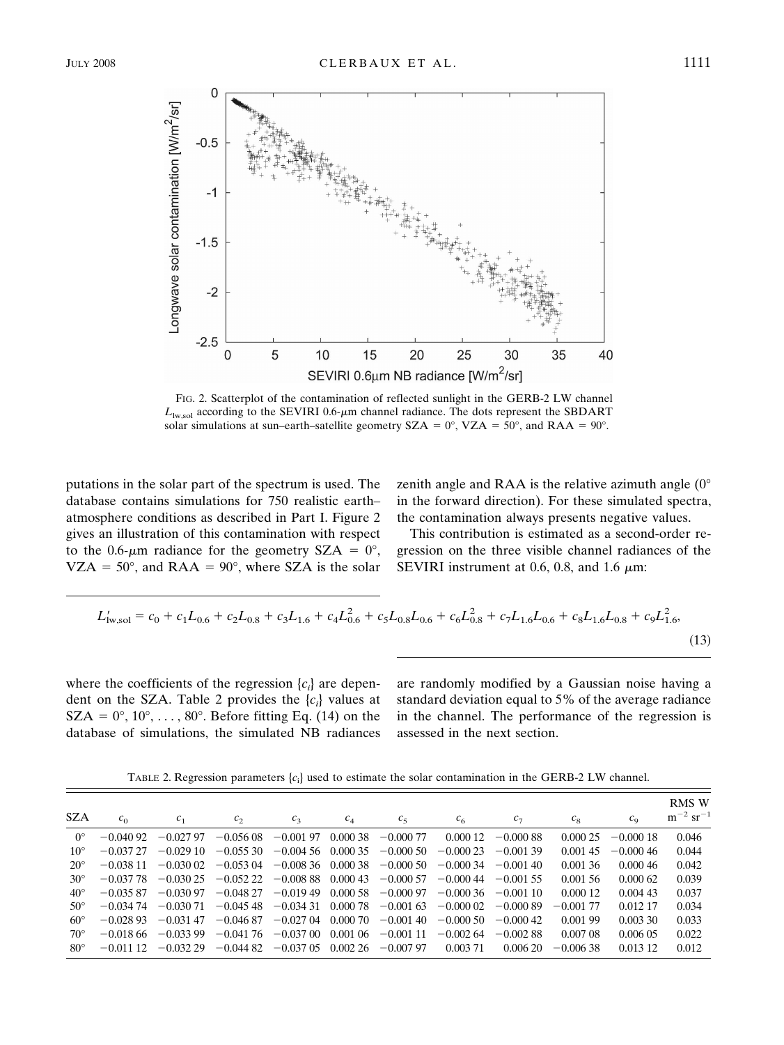FIG. 2. Scatterplot of the contamination of reflected sunlight in the GERB-2 LW channel $L_{\mathrm{lw,sol}}$ according to the SEVIRI 0.6-$\mu$m channel radiance. The dots represent the SBDART solar simulations at sun–earth–satellite geometry SZA = 0°, VZA = 50°, and RAA = 90°.

putations in the solar part of the spectrum is used. The database contains simulations for 750 realistic earth–atmosphere conditions as described in Part I. Figure 2 gives an illustration of this contamination with respect to the 0.6-$\mu$m radiance for the geometry SZA = 0°, VZA = 50°, and RAA = 90°, where SZA is the solar zenith angle and RAA is the relative azimuth angle (0° in the forward direction). For these simulated spectra, the contamination always presents negative values.

This contribution is estimated as a second-order regression on the three visible channel radiances of the SEVIRI instrument at 0.6, 0.8, and 1.6 $\mu$m:

$$L'_{\mathrm{lw,sol}} = c_0 + c_1 L_{0.6} + c_2 L_{0.8} + c_3 L_{1.6} + c_4 L_{0.6}^2 + c_5 L_{0.8} L_{0.6} + c_6 L_{0.8}^2 + c_7 L_{1.6} L_{0.6} + c_8 L_{1.6} L_{0.8} + c_9 L_{1.6}^2, \tag{13}$$

where the coefficients of the regression $\{c_i\}$ are dependent on the SZA. Table 2 provides the $\{c_i\}$ values at SZA = 0°, 10°, . . . , 80°. Before fitting Eq. (14) on the database of simulations, the simulated NB radiances are randomly modified by a Gaussian noise having a standard deviation equal to 5% of the average radiance in the channel. The performance of the regression is assessed in the next section.

TABLE 2. Regression parameters $\{c_i\}$ used to estimate the solar contamination in the GERB-2 LW channel.

| SZA | $c_0$ | $c_1$ | $c_2$ | $c_3$ | $c_4$ | $c_5$ | $c_6$ | $c_7$ | $c_8$ | $c_9$ | RMS W $\mathrm{m^{-2}\,sr^{-1}}$ |
|---|---|---|---|---|---|---|---|---|---|---|---|
| 0° | −0.040 92 | −0.027 97 | −0.056 08 | −0.001 97 | 0.000 38 | −0.000 77 | 0.000 12 | −0.000 88 | 0.000 25 | −0.000 18 | 0.046 |
| 10° | −0.037 27 | −0.029 10 | −0.055 30 | −0.004 56 | 0.000 35 | −0.000 50 | −0.000 23 | −0.001 39 | 0.001 45 | −0.000 46 | 0.044 |
| 20° | −0.038 11 | −0.030 02 | −0.053 04 | −0.008 36 | 0.000 38 | −0.000 50 | −0.000 34 | −0.001 40 | 0.001 36 | 0.000 46 | 0.042 |
| 30° | −0.037 78 | −0.030 25 | −0.052 22 | −0.008 88 | 0.000 43 | −0.000 57 | −0.000 44 | −0.001 55 | 0.001 56 | 0.000 62 | 0.039 |
| 40° | −0.035 87 | −0.030 97 | −0.048 27 | −0.019 49 | 0.000 58 | −0.000 97 | −0.000 36 | −0.001 10 | 0.000 12 | 0.004 43 | 0.037 |
| 50° | −0.034 74 | −0.030 71 | −0.045 48 | −0.034 31 | 0.000 78 | −0.001 63 | −0.000 02 | −0.000 89 | −0.001 77 | 0.012 17 | 0.034 |
| 60° | −0.028 93 | −0.031 47 | −0.046 87 | −0.027 04 | 0.000 70 | −0.001 40 | −0.000 50 | −0.000 42 | 0.001 99 | 0.003 30 | 0.033 |
| 70° | −0.018 66 | −0.033 99 | −0.041 76 | −0.037 00 | 0.001 06 | −0.001 11 | −0.002 64 | −0.002 88 | 0.007 08 | 0.006 05 | 0.022 |
| 80° | −0.011 12 | −0.032 29 | −0.044 82 | −0.037 05 | 0.002 26 | −0.007 97 | 0.003 71 | 0.006 20 | −0.006 38 | 0.013 12 | 0.012 |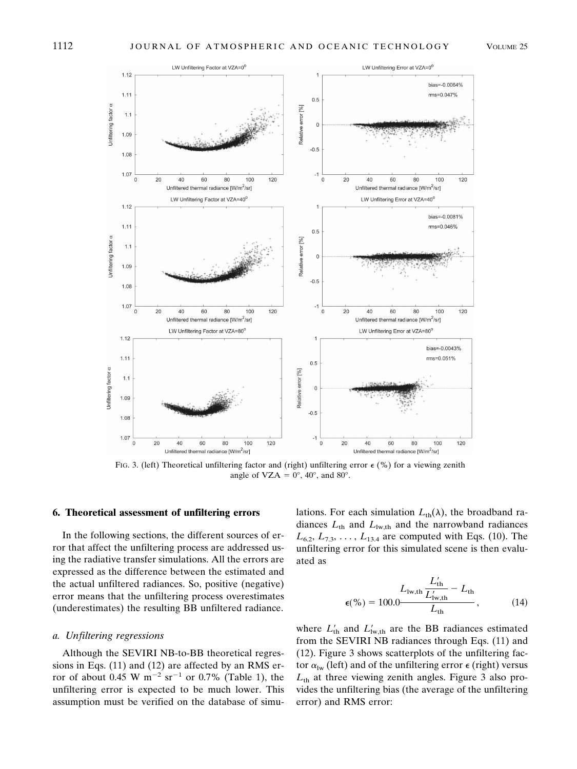FIG. 3. (left) Theoretical unfiltering factor and (right) unfiltering error $\epsilon$ (%) for a viewing zenith angle of VZA = 0°, 40°, and 80°.

## 6. Theoretical assessment of unfiltering errors

In the following sections, the different sources of error that affect the unfiltering process are addressed using the radiative transfer simulations. All the errors are expressed as the difference between the estimated and the actual unfiltered radiances. So, positive (negative) error means that the unfiltering process overestimates (underestimates) the resulting BB unfiltered radiance.

### *a. Unfiltering regressions*

Although the SEVIRI NB-to-BB theoretical regressions in Eqs. (11) and (12) are affected by an RMS error of about 0.45 W $m^{-2}$ $sr^{-1}$ or 0.7% (Table 1), the unfiltering error is expected to be much lower. This assumption must be verified on the database of simulations. For each simulation $L_{th}(\lambda)$, the broadband radiances $L_{th}$ and $L_{lw,th}$ and the narrowband radiances $L_{6.2}$, $L_{7.3}$, . . . , $L_{13.4}$ are computed with Eqs. (10). The unfiltering error for this simulated scene is then evaluated as

$$\epsilon(\%) = 100.0 \frac{L_{lw,th} \dfrac{L'_{th}}{L'_{lw,th}} - L_{th}}{L_{th}}, \tag{14}$$

where $L'_{th}$ and $L'_{lw,th}$ are the BB radiances estimated from the SEVIRI NB radiances through Eqs. (11) and (12). Figure 3 shows scatterplots of the unfiltering factor $\alpha_{lw}$ (left) and of the unfiltering error $\epsilon$ (right) versus $L_{th}$ at three viewing zenith angles. Figure 3 also provides the unfiltering bias (the average of the unfiltering error) and RMS error: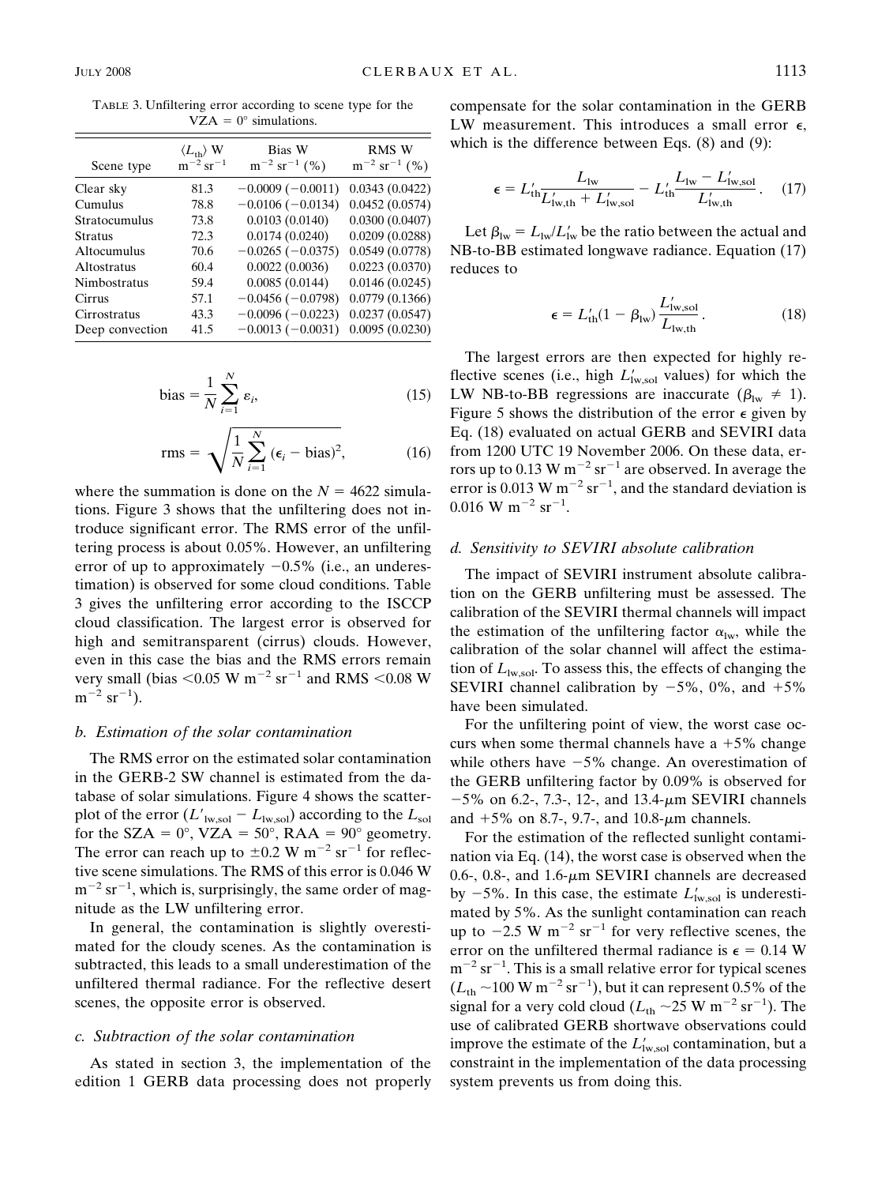TABLE 3. Unfiltering error according to scene type for the VZA = 0° simulations.

| Scene type | $\langle L_{th} \rangle$ W $m^{-2}$ $sr^{-1}$ | Bias W $m^{-2}$ $sr^{-1}$ (%) | RMS W $m^{-2}$ $sr^{-1}$ (%) |
|---|---|---|---|
| Clear sky | 81.3 | −0.0009 (−0.0011) | 0.0343 (0.0422) |
| Cumulus | 78.8 | −0.0106 (−0.0134) | 0.0452 (0.0574) |
| Stratocumulus | 73.8 | 0.0103 (0.0140) | 0.0300 (0.0407) |
| Stratus | 72.3 | 0.0174 (0.0240) | 0.0209 (0.0288) |
| Altocumulus | 70.6 | −0.0265 (−0.0375) | 0.0549 (0.0778) |
| Altostratus | 60.4 | 0.0022 (0.0036) | 0.0223 (0.0370) |
| Nimbostratus | 59.4 | 0.0085 (0.0144) | 0.0146 (0.0245) |
| Cirrus | 57.1 | −0.0456 (−0.0798) | 0.0779 (0.1366) |
| Cirrostratus | 43.3 | −0.0096 (−0.0223) | 0.0237 (0.0547) |
| Deep convection | 41.5 | −0.0013 (−0.0031) | 0.0095 (0.0230) |

$$\text{bias} = \frac{1}{N}\sum_{i=1}^{N} \varepsilon_i, \tag{15}$$

$$\text{rms} = \sqrt{\frac{1}{N}\sum_{i=1}^{N} (\epsilon_i - \text{bias})^2}, \tag{16}$$

where the summation is done on the $N = 4622$ simulations. Figure 3 shows that the unfiltering does not introduce significant error. The RMS error of the unfiltering process is about 0.05%. However, an unfiltering error of up to approximately −0.5% (i.e., an underestimation) is observed for some cloud conditions. Table 3 gives the unfiltering error according to the ISCCP cloud classification. The largest error is observed for high and semitransparent (cirrus) clouds. However, even in this case the bias and the RMS errors remain very small (bias <0.05 W $m^{-2}$ $sr^{-1}$ and RMS <0.08 W $m^{-2}$ $sr^{-1}$).

### b. Estimation of the solar contamination

The RMS error on the estimated solar contamination in the GERB-2 SW channel is estimated from the database of solar simulations. Figure 4 shows the scatterplot of the error ($L'_{lw,sol} - L_{lw,sol}$) according to the $L_{sol}$ for the SZA = 0°, VZA = 50°, RAA = 90° geometry. The error can reach up to ±0.2 W $m^{-2}$ $sr^{-1}$ for reflective scene simulations. The RMS of this error is 0.046 W $m^{-2}$ $sr^{-1}$, which is, surprisingly, the same order of magnitude as the LW unfiltering error.

In general, the contamination is slightly overestimated for the cloudy scenes. As the contamination is subtracted, this leads to a small underestimation of the unfiltered thermal radiance. For the reflective desert scenes, the opposite error is observed.

### c. Subtraction of the solar contamination

As stated in section 3, the implementation of the edition 1 GERB data processing does not properly compensate for the solar contamination in the GERB LW measurement. This introduces a small error $\epsilon$, which is the difference between Eqs. (8) and (9):

$$\epsilon = L'_{th}\frac{L_{lw}}{L'_{lw,th} + L'_{lw,sol}} - L'_{th}\frac{L_{lw} - L'_{lw,sol}}{L'_{lw,th}}. \tag{17}$$

Let $\beta_{lw} = L_{lw}/L'_{lw}$ be the ratio between the actual and NB-to-BB estimated longwave radiance. Equation (17) reduces to

$$\epsilon = L'_{th}(1 - \beta_{lw})\frac{L'_{lw,sol}}{L_{lw,th}}. \tag{18}$$

The largest errors are then expected for highly reflective scenes (i.e., high $L'_{lw,sol}$ values) for which the LW NB-to-BB regressions are inaccurate ($\beta_{lw} \neq 1$). Figure 5 shows the distribution of the error $\epsilon$ given by Eq. (18) evaluated on actual GERB and SEVIRI data from 1200 UTC 19 November 2006. On these data, errors up to 0.13 W $m^{-2}$ $sr^{-1}$ are observed. In average the error is 0.013 W $m^{-2}$ $sr^{-1}$, and the standard deviation is 0.016 W $m^{-2}$ $sr^{-1}$.

### d. Sensitivity to SEVIRI absolute calibration

The impact of SEVIRI instrument absolute calibration on the GERB unfiltering must be assessed. The calibration of the SEVIRI thermal channels will impact the estimation of the unfiltering factor $\alpha_{lw}$, while the calibration of the solar channel will affect the estimation of $L_{lw,sol}$. To assess this, the effects of changing the SEVIRI channel calibration by −5%, 0%, and +5% have been simulated.

For the unfiltering point of view, the worst case occurs when some thermal channels have a +5% change while others have −5% change. An overestimation of the GERB unfiltering factor by 0.09% is observed for −5% on 6.2-, 7.3-, 12-, and 13.4-$\mu$m SEVIRI channels and +5% on 8.7-, 9.7-, and 10.8-$\mu$m channels.

For the estimation of the reflected sunlight contamination via Eq. (14), the worst case is observed when the 0.6-, 0.8-, and 1.6-$\mu$m SEVIRI channels are decreased by −5%. In this case, the estimate $L'_{lw,sol}$ is underestimated by 5%. As the sunlight contamination can reach up to −2.5 W $m^{-2}$ $sr^{-1}$ for very reflective scenes, the error on the unfiltered thermal radiance is $\epsilon$ = 0.14 W $m^{-2}$ $sr^{-1}$. This is a small relative error for typical scenes ($L_{th}$ ~100 W $m^{-2}$ $sr^{-1}$), but it can represent 0.5% of the signal for a very cold cloud ($L_{th}$ ~25 W $m^{-2}$ $sr^{-1}$). The use of calibrated GERB shortwave observations could improve the estimate of the $L'_{lw,sol}$ contamination, but a constraint in the implementation of the data processing system prevents us from doing this.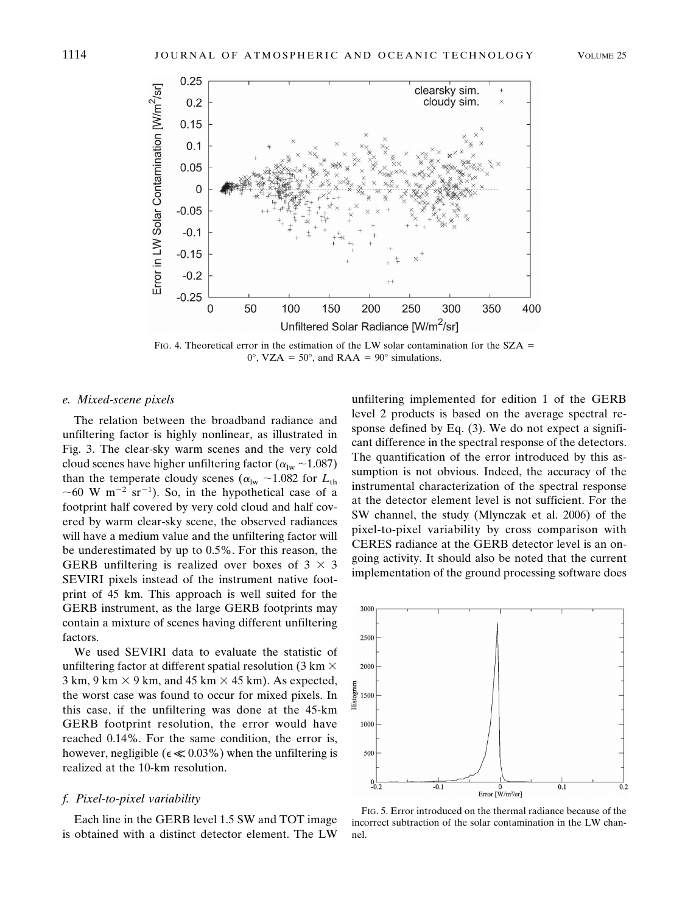FIG. 4. Theoretical error in the estimation of the LW solar contamination for the SZA = 0°, VZA = 50°, and RAA = 90° simulations.

### e. Mixed-scene pixels

The relation between the broadband radiance and unfiltering factor is highly nonlinear, as illustrated in Fig. 3. The clear-sky warm scenes and the very cold cloud scenes have higher unfiltering factor ($\alpha_{lw}$ ~1.087) than the temperate cloudy scenes ($\alpha_{lw}$ ~1.082 for $L_{th}$ ~60 W m$^{-2}$ sr$^{-1}$). So, in the hypothetical case of a footprint half covered by very cold cloud and half covered by warm clear-sky scene, the observed radiances will have a medium value and the unfiltering factor will be underestimated by up to 0.5%. For this reason, the GERB unfiltering is realized over boxes of 3 × 3 SEVIRI pixels instead of the instrument native footprint of 45 km. This approach is well suited for the GERB instrument, as the large GERB footprints may contain a mixture of scenes having different unfiltering factors.

We used SEVIRI data to evaluate the statistic of unfiltering factor at different spatial resolution (3 km × 3 km, 9 km × 9 km, and 45 km × 45 km). As expected, the worst case was found to occur for mixed pixels. In this case, if the unfiltering was done at the 45-km GERB footprint resolution, the error would have reached 0.14%. For the same condition, the error is, however, negligible ($\epsilon \ll 0.03\%$) when the unfiltering is realized at the 10-km resolution.

### f. Pixel-to-pixel variability

Each line in the GERB level 1.5 SW and TOT image is obtained with a distinct detector element. The LW unfiltering implemented for edition 1 of the GERB level 2 products is based on the average spectral response defined by Eq. (3). We do not expect a significant difference in the spectral response of the detectors. The quantification of the error introduced by this assumption is not obvious. Indeed, the accuracy of the instrumental characterization of the spectral response at the detector element level is not sufficient. For the SW channel, the study (Mlynczak et al. 2006) of the pixel-to-pixel variability by cross comparison with CERES radiance at the GERB detector level is an ongoing activity. It should also be noted that the current implementation of the ground processing software does

FIG. 5. Error introduced on the thermal radiance because of the incorrect subtraction of the solar contamination in the LW channel.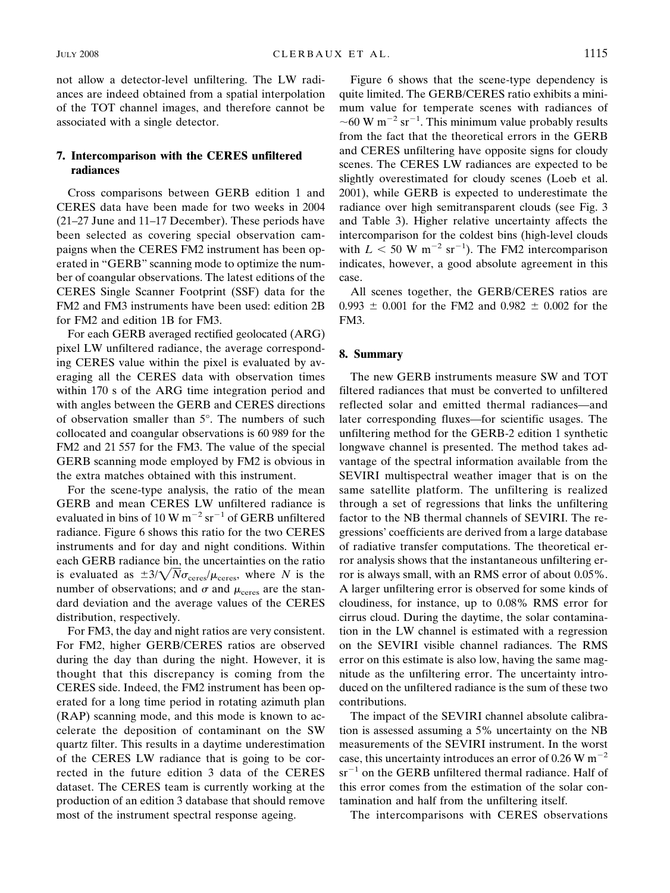not allow a detector-level unfiltering. The LW radiances are indeed obtained from a spatial interpolation of the TOT channel images, and therefore cannot be associated with a single detector.

## 7. Intercomparison with the CERES unfiltered radiances

Cross comparisons between GERB edition 1 and CERES data have been made for two weeks in 2004 (21–27 June and 11–17 December). These periods have been selected as covering special observation campaigns when the CERES FM2 instrument has been operated in "GERB" scanning mode to optimize the number of coangular observations. The latest editions of the CERES Single Scanner Footprint (SSF) data for the FM2 and FM3 instruments have been used: edition 2B for FM2 and edition 1B for FM3.

For each GERB averaged rectified geolocated (ARG) pixel LW unfiltered radiance, the average corresponding CERES value within the pixel is evaluated by averaging all the CERES data with observation times within 170 s of the ARG time integration period and with angles between the GERB and CERES directions of observation smaller than 5°. The numbers of such collocated and coangular observations is 60 989 for the FM2 and 21 557 for the FM3. The value of the special GERB scanning mode employed by FM2 is obvious in the extra matches obtained with this instrument.

For the scene-type analysis, the ratio of the mean GERB and mean CERES LW unfiltered radiance is evaluated in bins of 10 W $m^{-2}$ $sr^{-1}$ of GERB unfiltered radiance. Figure 6 shows this ratio for the two CERES instruments and for day and night conditions. Within each GERB radiance bin, the uncertainties on the ratio is evaluated as $\pm 3/\sqrt{N}\sigma_{\text{ceres}}/\mu_{\text{ceres}}$, where $N$ is the number of observations; and $\sigma$ and $\mu_{\text{ceres}}$ are the standard deviation and the average values of the CERES distribution, respectively.

For FM3, the day and night ratios are very consistent. For FM2, higher GERB/CERES ratios are observed during the day than during the night. However, it is thought that this discrepancy is coming from the CERES side. Indeed, the FM2 instrument has been operated for a long time period in rotating azimuth plan (RAP) scanning mode, and this mode is known to accelerate the deposition of contaminant on the SW quartz filter. This results in a daytime underestimation of the CERES LW radiance that is going to be corrected in the future edition 3 data of the CERES dataset. The CERES team is currently working at the production of an edition 3 database that should remove most of the instrument spectral response ageing.

Figure 6 shows that the scene-type dependency is quite limited. The GERB/CERES ratio exhibits a minimum value for temperate scenes with radiances of ~60 W $m^{-2}$ $sr^{-1}$. This minimum value probably results from the fact that the theoretical errors in the GERB and CERES unfiltering have opposite signs for cloudy scenes. The CERES LW radiances are expected to be slightly overestimated for cloudy scenes (Loeb et al. 2001), while GERB is expected to underestimate the radiance over high semitransparent clouds (see Fig. 3 and Table 3). Higher relative uncertainty affects the intercomparison for the coldest bins (high-level clouds with $L < 50$ W $m^{-2}$ $sr^{-1}$). The FM2 intercomparison indicates, however, a good absolute agreement in this case.

All scenes together, the GERB/CERES ratios are 0.993 ± 0.001 for the FM2 and 0.982 ± 0.002 for the FM3.

## 8. Summary

The new GERB instruments measure SW and TOT filtered radiances that must be converted to unfiltered reflected solar and emitted thermal radiances—and later corresponding fluxes—for scientific usages. The unfiltering method for the GERB-2 edition 1 synthetic longwave channel is presented. The method takes advantage of the spectral information available from the SEVIRI multispectral weather imager that is on the same satellite platform. The unfiltering is realized through a set of regressions that links the unfiltering factor to the NB thermal channels of SEVIRI. The regressions' coefficients are derived from a large database of radiative transfer computations. The theoretical error analysis shows that the instantaneous unfiltering error is always small, with an RMS error of about 0.05%. A larger unfiltering error is observed for some kinds of cloudiness, for instance, up to 0.08% RMS error for cirrus cloud. During the daytime, the solar contamination in the LW channel is estimated with a regression on the SEVIRI visible channel radiances. The RMS error on this estimate is also low, having the same magnitude as the unfiltering error. The uncertainty introduced on the unfiltered radiance is the sum of these two contributions.

The impact of the SEVIRI channel absolute calibration is assessed assuming a 5% uncertainty on the NB measurements of the SEVIRI instrument. In the worst case, this uncertainty introduces an error of 0.26 W $m^{-2}$ $sr^{-1}$ on the GERB unfiltered thermal radiance. Half of this error comes from the estimation of the solar contamination and half from the unfiltering itself.

The intercomparisons with CERES observations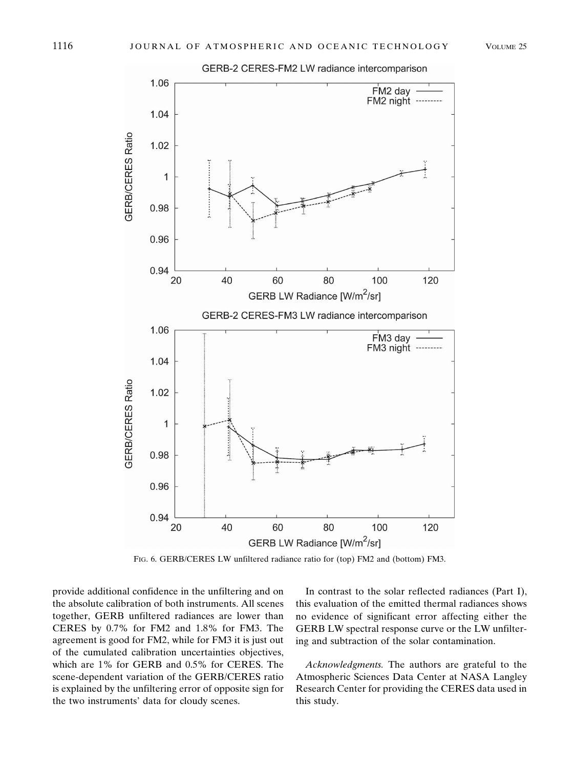FIG. 6. GERB/CERES LW unfiltered radiance ratio for (top) FM2 and (bottom) FM3.

provide additional confidence in the unfiltering and on the absolute calibration of both instruments. All scenes together, GERB unfiltered radiances are lower than CERES by 0.7% for FM2 and 1.8% for FM3. The agreement is good for FM2, while for FM3 it is just out of the cumulated calibration uncertainties objectives, which are 1% for GERB and 0.5% for CERES. The scene-dependent variation of the GERB/CERES ratio is explained by the unfiltering error of opposite sign for the two instruments' data for cloudy scenes.

In contrast to the solar reflected radiances (Part I), this evaluation of the emitted thermal radiances shows no evidence of significant error affecting either the GERB LW spectral response curve or the LW unfiltering and subtraction of the solar contamination.

*Acknowledgments.* The authors are grateful to the Atmospheric Sciences Data Center at NASA Langley Research Center for providing the CERES data used in this study.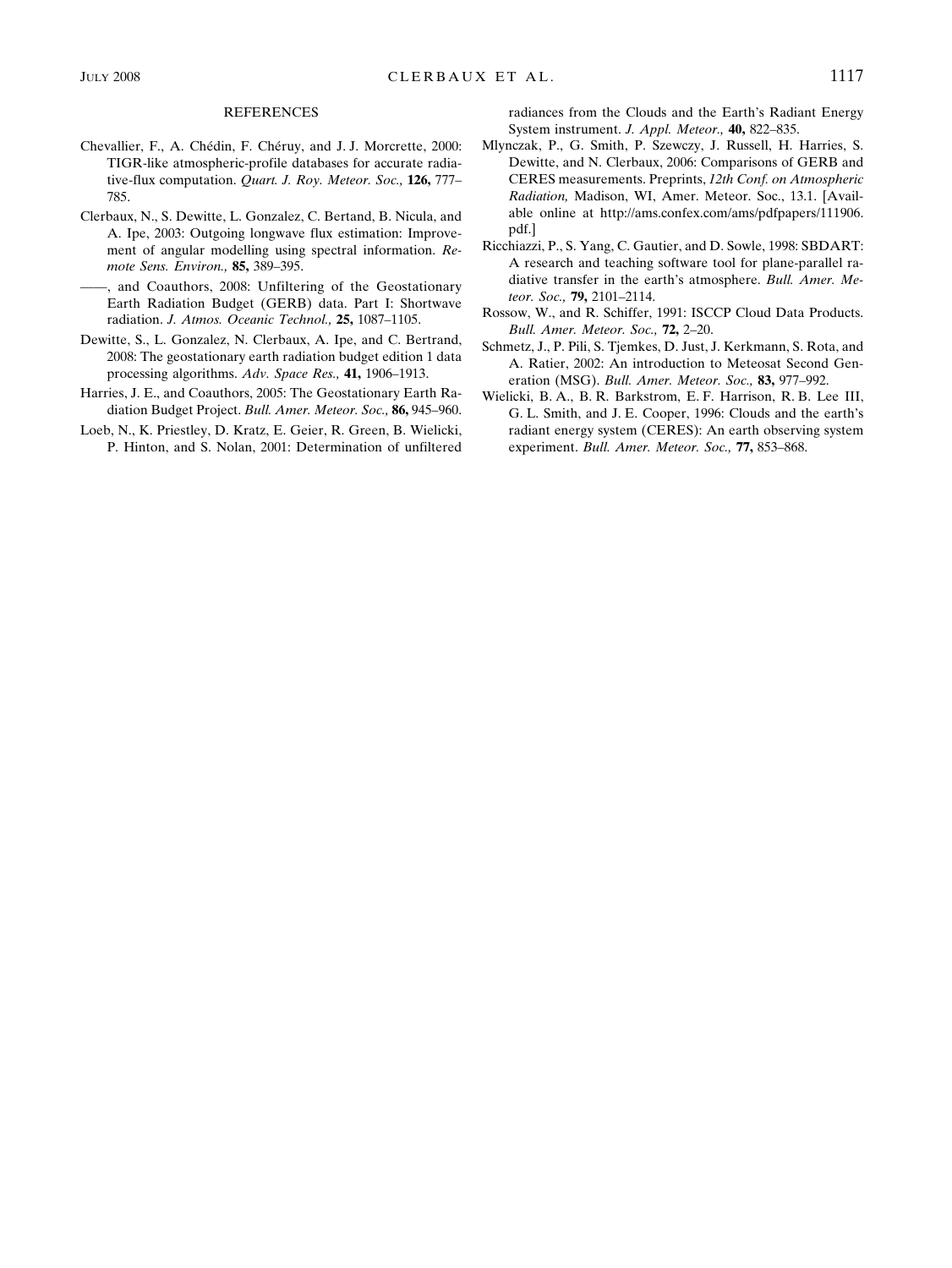## REFERENCES

Chevallier, F., A. Chédin, F. Chéruy, and J. J. Morcrette, 2000: TIGR-like atmospheric-profile databases for accurate radiative-flux computation. *Quart. J. Roy. Meteor. Soc.,* **126,** 777–785.

Clerbaux, N., S. Dewitte, L. Gonzalez, C. Bertand, B. Nicula, and A. Ipe, 2003: Outgoing longwave flux estimation: Improvement of angular modelling using spectral information. *Remote Sens. Environ.,* **85,** 389–395.

——, and Coauthors, 2008: Unfiltering of the Geostationary Earth Radiation Budget (GERB) data. Part I: Shortwave radiation. *J. Atmos. Oceanic Technol.,* **25,** 1087–1105.

Dewitte, S., L. Gonzalez, N. Clerbaux, A. Ipe, and C. Bertrand, 2008: The geostationary earth radiation budget edition 1 data processing algorithms. *Adv. Space Res.,* **41,** 1906–1913.

Harries, J. E., and Coauthors, 2005: The Geostationary Earth Radiation Budget Project. *Bull. Amer. Meteor. Soc.,* **86,** 945–960.

Loeb, N., K. Priestley, D. Kratz, E. Geier, R. Green, B. Wielicki, P. Hinton, and S. Nolan, 2001: Determination of unfiltered radiances from the Clouds and the Earth's Radiant Energy System instrument. *J. Appl. Meteor.,* **40,** 822–835.

Mlynczak, P., G. Smith, P. Szewczy, J. Russell, H. Harries, S. Dewitte, and N. Clerbaux, 2006: Comparisons of GERB and CERES measurements. Preprints, *12th Conf. on Atmospheric Radiation,* Madison, WI, Amer. Meteor. Soc., 13.1. [Available online at http://ams.confex.com/ams/pdfpapers/111906.pdf.]

Ricchiazzi, P., S. Yang, C. Gautier, and D. Sowle, 1998: SBDART: A research and teaching software tool for plane-parallel radiative transfer in the earth's atmosphere. *Bull. Amer. Meteor. Soc.,* **79,** 2101–2114.

Rossow, W., and R. Schiffer, 1991: ISCCP Cloud Data Products. *Bull. Amer. Meteor. Soc.,* **72,** 2–20.

Schmetz, J., P. Pili, S. Tjemkes, D. Just, J. Kerkmann, S. Rota, and A. Ratier, 2002: An introduction to Meteosat Second Generation (MSG). *Bull. Amer. Meteor. Soc.,* **83,** 977–992.

Wielicki, B. A., B. R. Barkstrom, E. F. Harrison, R. B. Lee III, G. L. Smith, and J. E. Cooper, 1996: Clouds and the earth's radiant energy system (CERES): An earth observing system experiment. *Bull. Amer. Meteor. Soc.,* **77,** 853–868.